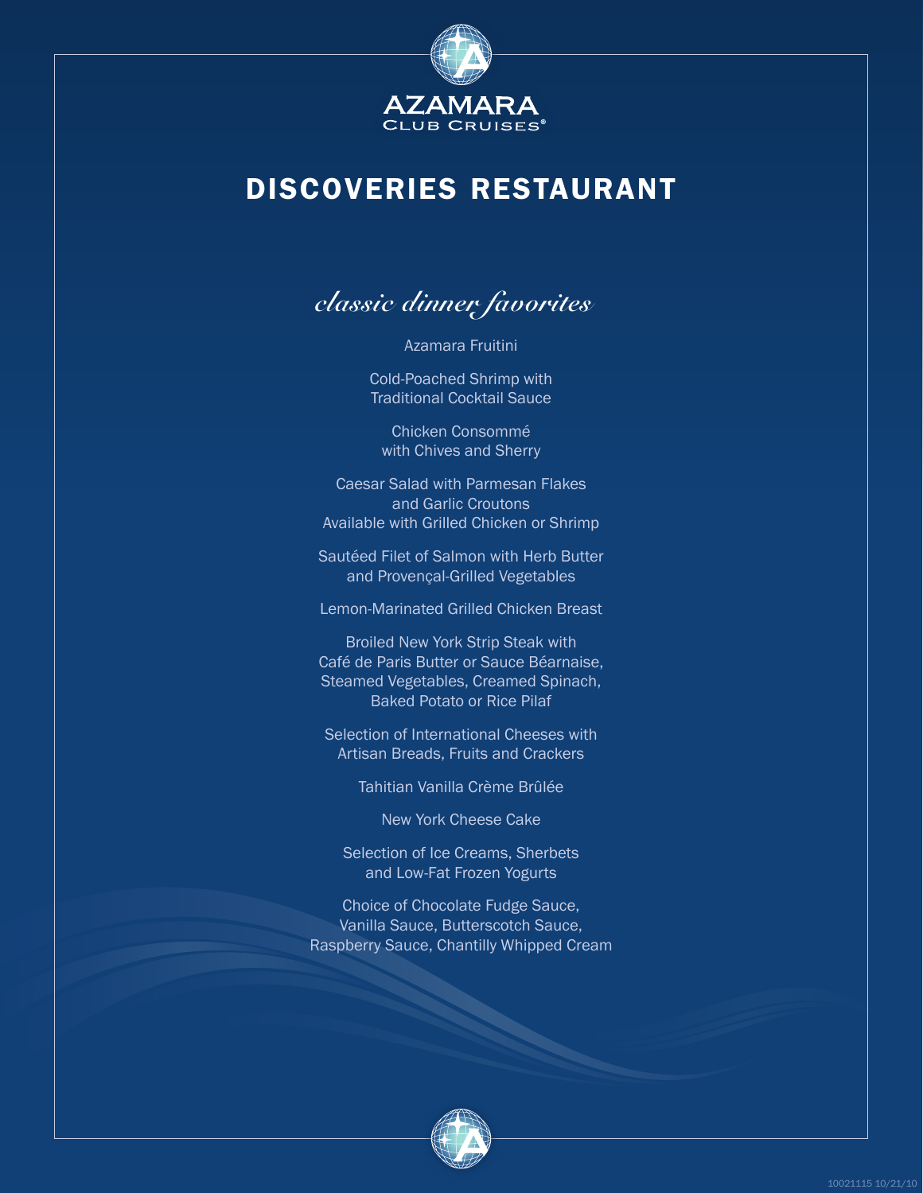AZAMARA
CLUB CRUISES®

# DISCOVERIES RESTAURANT

## *classic dinner favorites*

Azamara Fruitini

Cold-Poached Shrimp with
Traditional Cocktail Sauce

Chicken Consommé
with Chives and Sherry

Caesar Salad with Parmesan Flakes
and Garlic Croutons
Available with Grilled Chicken or Shrimp

Sautéed Filet of Salmon with Herb Butter
and Provençal-Grilled Vegetables

Lemon-Marinated Grilled Chicken Breast

Broiled New York Strip Steak with
Café de Paris Butter or Sauce Béarnaise,
Steamed Vegetables, Creamed Spinach,
Baked Potato or Rice Pilaf

Selection of International Cheeses with
Artisan Breads, Fruits and Crackers

Tahitian Vanilla Crème Brûlée

New York Cheese Cake

Selection of Ice Creams, Sherbets
and Low-Fat Frozen Yogurts

Choice of Chocolate Fudge Sauce,
Vanilla Sauce, Butterscotch Sauce,
Raspberry Sauce, Chantilly Whipped Cream

10021115 10/21/10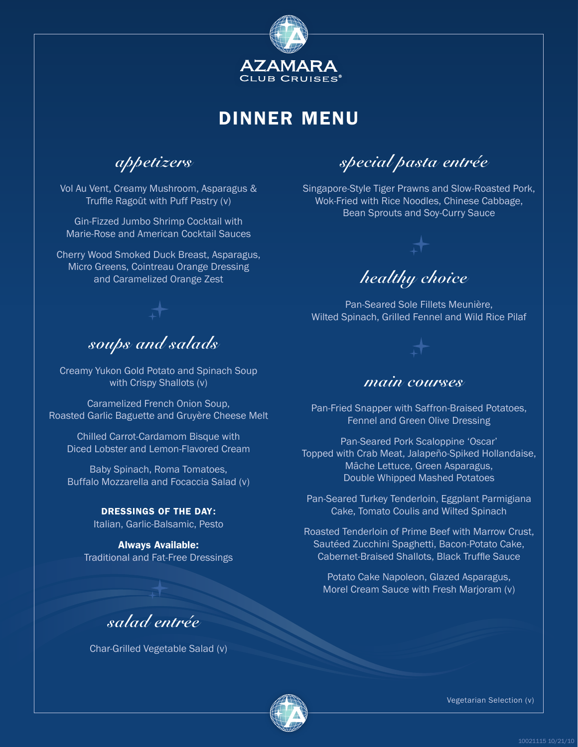AZAMARA
CLUB CRUISES®

# DINNER MENU

## *appetizers*

Vol Au Vent, Creamy Mushroom, Asparagus & Truffle Ragoût with Puff Pastry (v)

Gin-Fizzed Jumbo Shrimp Cocktail with Marie-Rose and American Cocktail Sauces

Cherry Wood Smoked Duck Breast, Asparagus, Micro Greens, Cointreau Orange Dressing and Caramelized Orange Zest

## *soups and salads*

Creamy Yukon Gold Potato and Spinach Soup with Crispy Shallots (v)

Caramelized French Onion Soup, Roasted Garlic Baguette and Gruyère Cheese Melt

Chilled Carrot-Cardamom Bisque with Diced Lobster and Lemon-Flavored Cream

Baby Spinach, Roma Tomatoes, Buffalo Mozzarella and Focaccia Salad (v)

**DRESSINGS OF THE DAY:**
Italian, Garlic-Balsamic, Pesto

**Always Available:**
Traditional and Fat-Free Dressings

## *salad entrée*

Char-Grilled Vegetable Salad (v)

## *special pasta entrée*

Singapore-Style Tiger Prawns and Slow-Roasted Pork, Wok-Fried with Rice Noodles, Chinese Cabbage, Bean Sprouts and Soy-Curry Sauce

## *healthy choice*

Pan-Seared Sole Fillets Meunière, Wilted Spinach, Grilled Fennel and Wild Rice Pilaf

## *main courses*

Pan-Fried Snapper with Saffron-Braised Potatoes, Fennel and Green Olive Dressing

Pan-Seared Pork Scaloppine 'Oscar' Topped with Crab Meat, Jalapeño-Spiked Hollandaise, Mâche Lettuce, Green Asparagus, Double Whipped Mashed Potatoes

Pan-Seared Turkey Tenderloin, Eggplant Parmigiana Cake, Tomato Coulis and Wilted Spinach

Roasted Tenderloin of Prime Beef with Marrow Crust, Sautéed Zucchini Spaghetti, Bacon-Potato Cake, Cabernet-Braised Shallots, Black Truffle Sauce

Potato Cake Napoleon, Glazed Asparagus, Morel Cream Sauce with Fresh Marjoram (v)

Vegetarian Selection (v)

10021115 10/21/10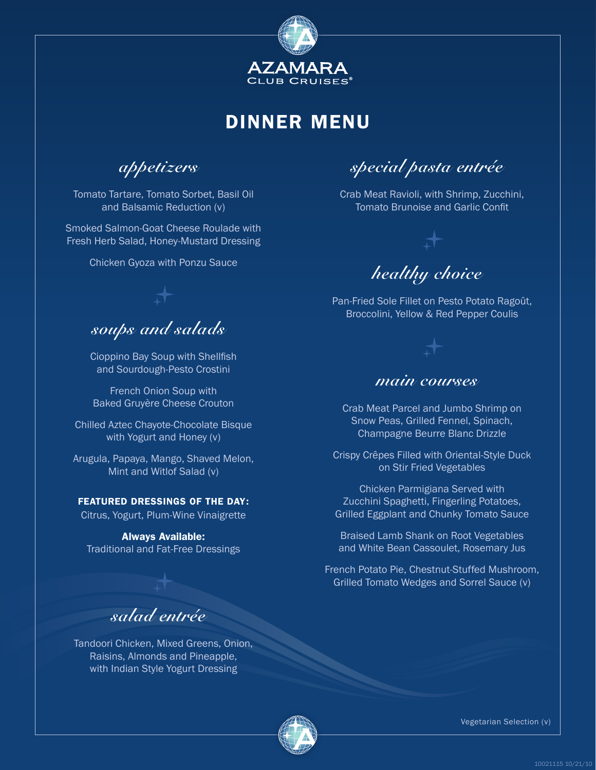AZAMARA
CLUB CRUISES®

# DINNER MENU

## *appetizers*

Tomato Tartare, Tomato Sorbet, Basil Oil and Balsamic Reduction (v)

Smoked Salmon-Goat Cheese Roulade with Fresh Herb Salad, Honey-Mustard Dressing

Chicken Gyoza with Ponzu Sauce

## *soups and salads*

Cioppino Bay Soup with Shellfish and Sourdough-Pesto Crostini

French Onion Soup with Baked Gruyère Cheese Crouton

Chilled Aztec Chayote-Chocolate Bisque with Yogurt and Honey (v)

Arugula, Papaya, Mango, Shaved Melon, Mint and Witlof Salad (v)

**FEATURED DRESSINGS OF THE DAY:**
Citrus, Yogurt, Plum-Wine Vinaigrette

**Always Available:**
Traditional and Fat-Free Dressings

## *salad entrée*

Tandoori Chicken, Mixed Greens, Onion, Raisins, Almonds and Pineapple, with Indian Style Yogurt Dressing

## *special pasta entrée*

Crab Meat Ravioli, with Shrimp, Zucchini, Tomato Brunoise and Garlic Confit

## *healthy choice*

Pan-Fried Sole Fillet on Pesto Potato Ragoût, Broccolini, Yellow & Red Pepper Coulis

## *main courses*

Crab Meat Parcel and Jumbo Shrimp on Snow Peas, Grilled Fennel, Spinach, Champagne Beurre Blanc Drizzle

Crispy Crêpes Filled with Oriental-Style Duck on Stir Fried Vegetables

Chicken Parmigiana Served with Zucchini Spaghetti, Fingerling Potatoes, Grilled Eggplant and Chunky Tomato Sauce

Braised Lamb Shank on Root Vegetables and White Bean Cassoulet, Rosemary Jus

French Potato Pie, Chestnut-Stuffed Mushroom, Grilled Tomato Wedges and Sorrel Sauce (v)

Vegetarian Selection (v)

10021115 10/21/10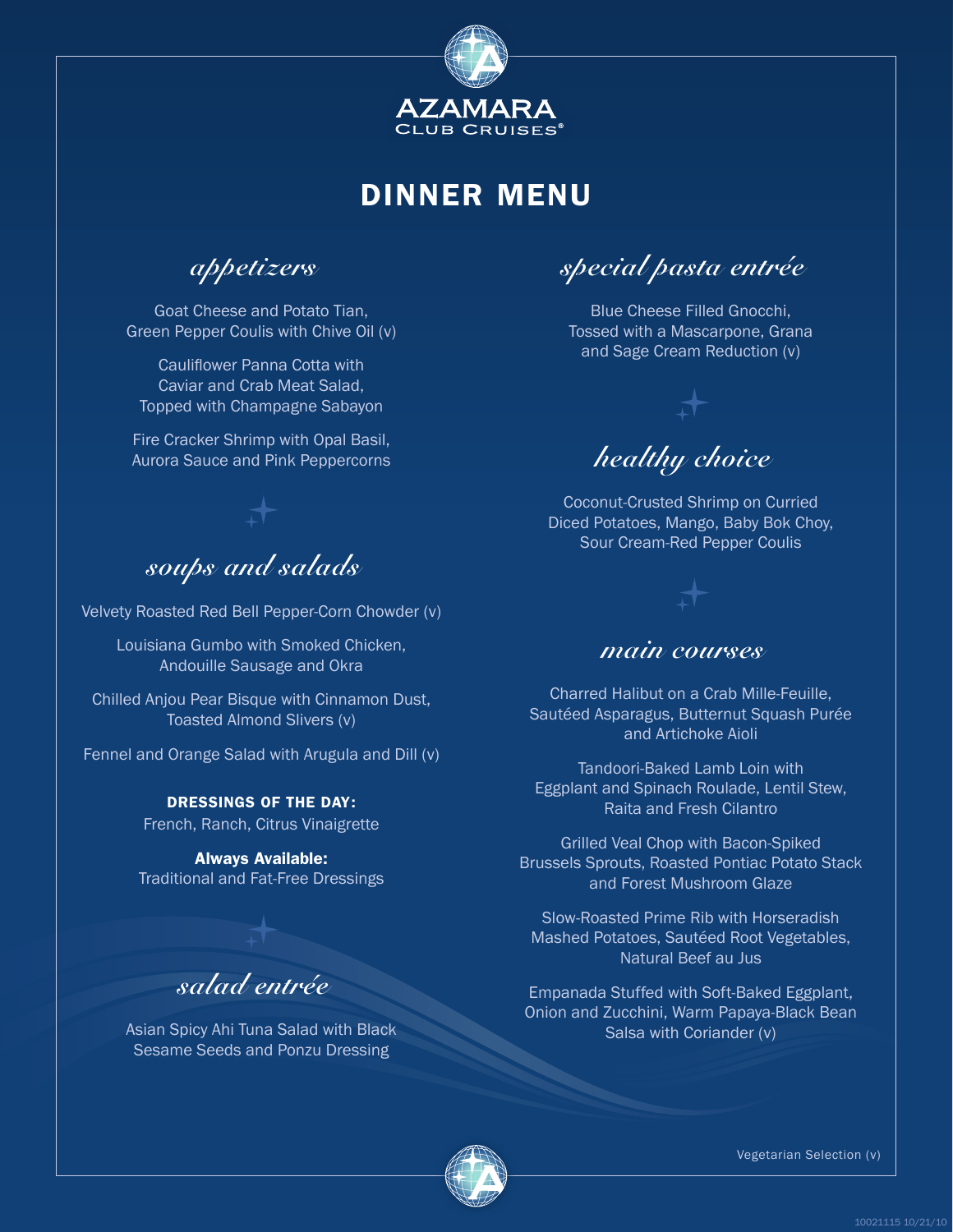AZAMARA
CLUB CRUISES®

# DINNER MENU

## *appetizers*

Goat Cheese and Potato Tian,
Green Pepper Coulis with Chive Oil (v)

Cauliflower Panna Cotta with
Caviar and Crab Meat Salad,
Topped with Champagne Sabayon

Fire Cracker Shrimp with Opal Basil,
Aurora Sauce and Pink Peppercorns

## *soups and salads*

Velvety Roasted Red Bell Pepper-Corn Chowder (v)

Louisiana Gumbo with Smoked Chicken,
Andouille Sausage and Okra

Chilled Anjou Pear Bisque with Cinnamon Dust,
Toasted Almond Slivers (v)

Fennel and Orange Salad with Arugula and Dill (v)

**DRESSINGS OF THE DAY:**
French, Ranch, Citrus Vinaigrette

**Always Available:**
Traditional and Fat-Free Dressings

## *salad entrée*

Asian Spicy Ahi Tuna Salad with Black
Sesame Seeds and Ponzu Dressing

## *special pasta entrée*

Blue Cheese Filled Gnocchi,
Tossed with a Mascarpone, Grana
and Sage Cream Reduction (v)

## *healthy choice*

Coconut-Crusted Shrimp on Curried
Diced Potatoes, Mango, Baby Bok Choy,
Sour Cream-Red Pepper Coulis

## *main courses*

Charred Halibut on a Crab Mille-Feuille,
Sautéed Asparagus, Butternut Squash Purée
and Artichoke Aioli

Tandoori-Baked Lamb Loin with
Eggplant and Spinach Roulade, Lentil Stew,
Raita and Fresh Cilantro

Grilled Veal Chop with Bacon-Spiked
Brussels Sprouts, Roasted Pontiac Potato Stack
and Forest Mushroom Glaze

Slow-Roasted Prime Rib with Horseradish
Mashed Potatoes, Sautéed Root Vegetables,
Natural Beef au Jus

Empanada Stuffed with Soft-Baked Eggplant,
Onion and Zucchini, Warm Papaya-Black Bean
Salsa with Coriander (v)

Vegetarian Selection (v)

10021115 10/21/10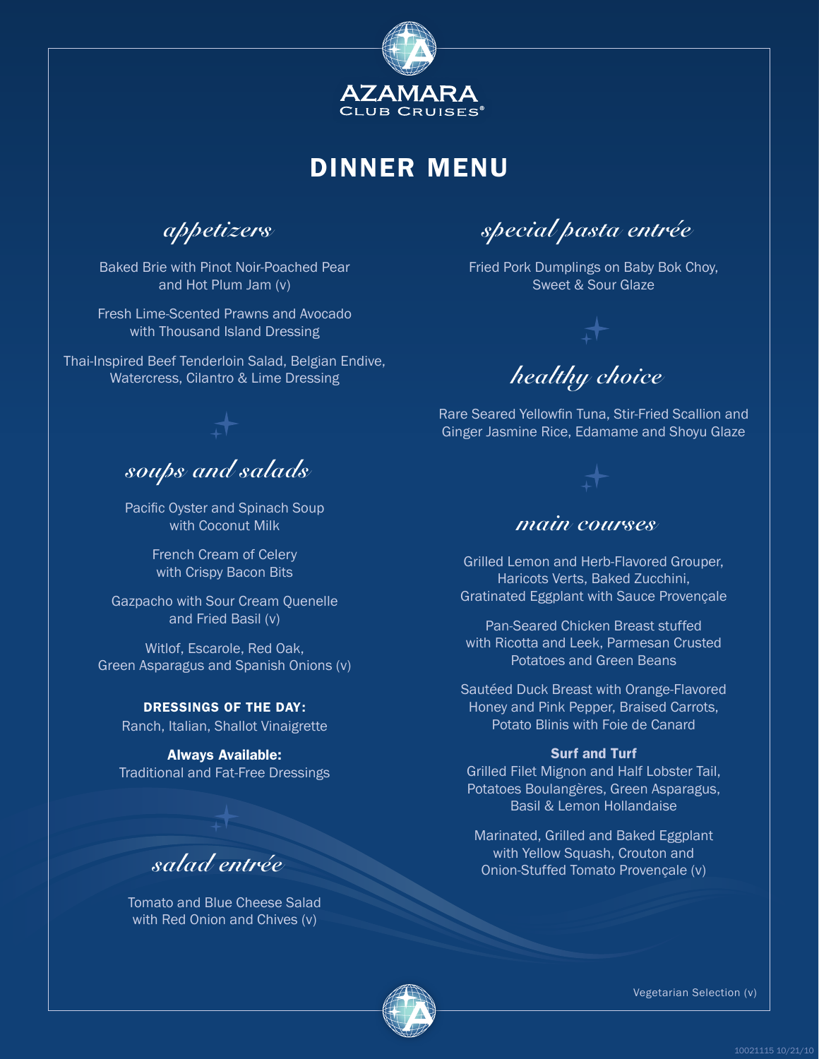AZAMARA
CLUB CRUISES®

# DINNER MENU

## *appetizers*

Baked Brie with Pinot Noir-Poached Pear and Hot Plum Jam (v)

Fresh Lime-Scented Prawns and Avocado with Thousand Island Dressing

Thai-Inspired Beef Tenderloin Salad, Belgian Endive, Watercress, Cilantro & Lime Dressing

## *soups and salads*

Pacific Oyster and Spinach Soup with Coconut Milk

French Cream of Celery with Crispy Bacon Bits

Gazpacho with Sour Cream Quenelle and Fried Basil (v)

Witlof, Escarole, Red Oak, Green Asparagus and Spanish Onions (v)

**DRESSINGS OF THE DAY:**
Ranch, Italian, Shallot Vinaigrette

**Always Available:**
Traditional and Fat-Free Dressings

## *salad entrée*

Tomato and Blue Cheese Salad with Red Onion and Chives (v)

## *special pasta entrée*

Fried Pork Dumplings on Baby Bok Choy, Sweet & Sour Glaze

## *healthy choice*

Rare Seared Yellowfin Tuna, Stir-Fried Scallion and Ginger Jasmine Rice, Edamame and Shoyu Glaze

## *main courses*

Grilled Lemon and Herb-Flavored Grouper, Haricots Verts, Baked Zucchini, Gratinated Eggplant with Sauce Provençale

Pan-Seared Chicken Breast stuffed with Ricotta and Leek, Parmesan Crusted Potatoes and Green Beans

Sautéed Duck Breast with Orange-Flavored Honey and Pink Pepper, Braised Carrots, Potato Blinis with Foie de Canard

**Surf and Turf**
Grilled Filet Mignon and Half Lobster Tail, Potatoes Boulangères, Green Asparagus, Basil & Lemon Hollandaise

Marinated, Grilled and Baked Eggplant with Yellow Squash, Crouton and Onion-Stuffed Tomato Provençale (v)

Vegetarian Selection (v)

10021115 10/21/10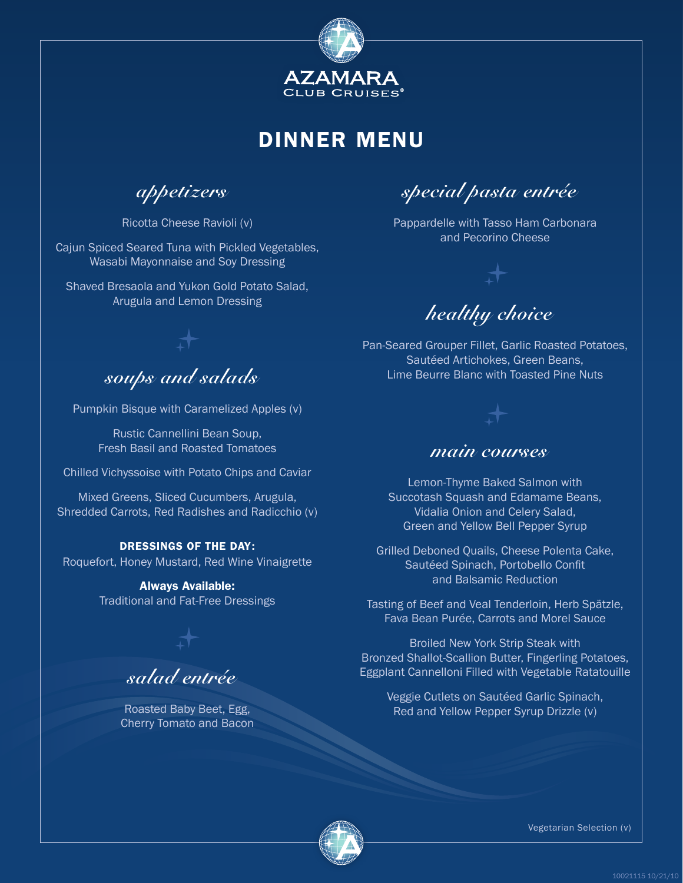AZAMARA
CLUB CRUISES®

# DINNER MENU

## *appetizers*

Ricotta Cheese Ravioli (v)

Cajun Spiced Seared Tuna with Pickled Vegetables, Wasabi Mayonnaise and Soy Dressing

Shaved Bresaola and Yukon Gold Potato Salad, Arugula and Lemon Dressing

## *soups and salads*

Pumpkin Bisque with Caramelized Apples (v)

Rustic Cannellini Bean Soup, Fresh Basil and Roasted Tomatoes

Chilled Vichyssoise with Potato Chips and Caviar

Mixed Greens, Sliced Cucumbers, Arugula, Shredded Carrots, Red Radishes and Radicchio (v)

**DRESSINGS OF THE DAY:**
Roquefort, Honey Mustard, Red Wine Vinaigrette

**Always Available:**
Traditional and Fat-Free Dressings

## *salad entrée*

Roasted Baby Beet, Egg, Cherry Tomato and Bacon

## *special pasta entrée*

Pappardelle with Tasso Ham Carbonara and Pecorino Cheese

## *healthy choice*

Pan-Seared Grouper Fillet, Garlic Roasted Potatoes, Sautéed Artichokes, Green Beans, Lime Beurre Blanc with Toasted Pine Nuts

## *main courses*

Lemon-Thyme Baked Salmon with Succotash Squash and Edamame Beans, Vidalia Onion and Celery Salad, Green and Yellow Bell Pepper Syrup

Grilled Deboned Quails, Cheese Polenta Cake, Sautéed Spinach, Portobello Confit and Balsamic Reduction

Tasting of Beef and Veal Tenderloin, Herb Spätzle, Fava Bean Purée, Carrots and Morel Sauce

Broiled New York Strip Steak with Bronzed Shallot-Scallion Butter, Fingerling Potatoes, Eggplant Cannelloni Filled with Vegetable Ratatouille

Veggie Cutlets on Sautéed Garlic Spinach, Red and Yellow Pepper Syrup Drizzle (v)

Vegetarian Selection (v)

10021115 10/21/10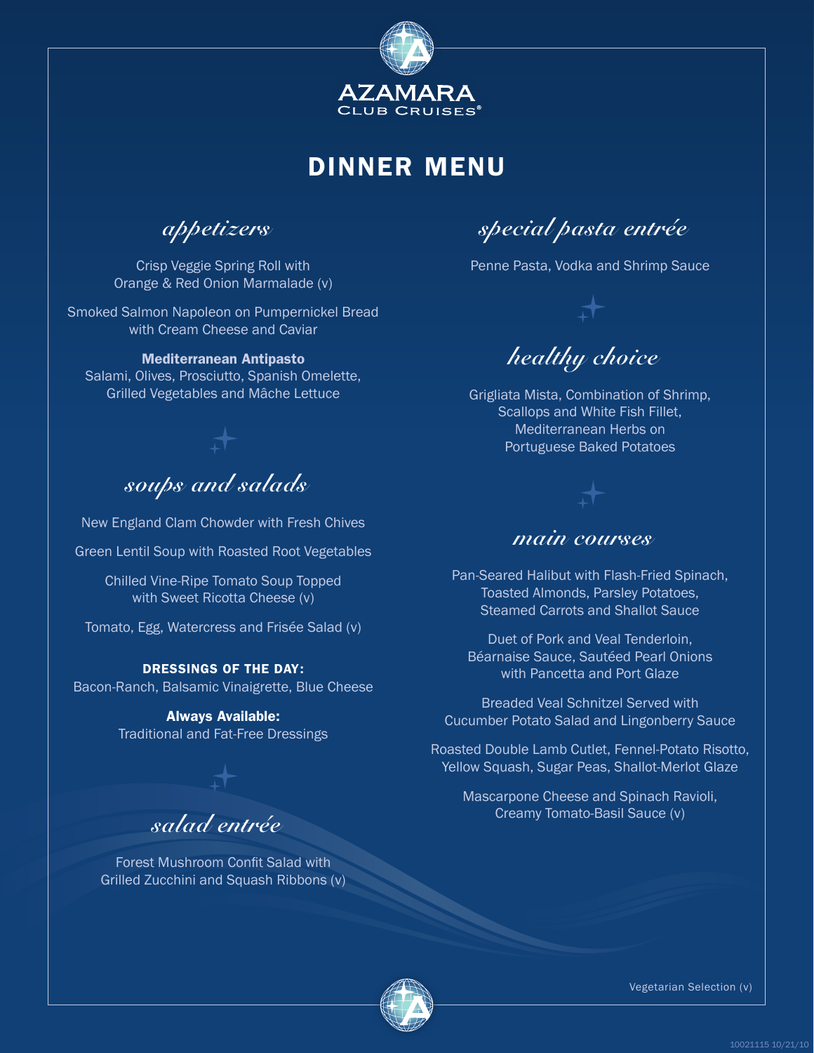AZAMARA
CLUB CRUISES®

# DINNER MENU

## *appetizers*

Crisp Veggie Spring Roll with
Orange & Red Onion Marmalade (v)

Smoked Salmon Napoleon on Pumpernickel Bread
with Cream Cheese and Caviar

**Mediterranean Antipasto**
Salami, Olives, Prosciutto, Spanish Omelette,
Grilled Vegetables and Mâche Lettuce

## *soups and salads*

New England Clam Chowder with Fresh Chives

Green Lentil Soup with Roasted Root Vegetables

Chilled Vine-Ripe Tomato Soup Topped
with Sweet Ricotta Cheese (v)

Tomato, Egg, Watercress and Frisée Salad (v)

**DRESSINGS OF THE DAY:**
Bacon-Ranch, Balsamic Vinaigrette, Blue Cheese

**Always Available:**
Traditional and Fat-Free Dressings

## *salad entrée*

Forest Mushroom Confit Salad with
Grilled Zucchini and Squash Ribbons (v)

## *special pasta entrée*

Penne Pasta, Vodka and Shrimp Sauce

## *healthy choice*

Grigliata Mista, Combination of Shrimp,
Scallops and White Fish Fillet,
Mediterranean Herbs on
Portuguese Baked Potatoes

## *main courses*

Pan-Seared Halibut with Flash-Fried Spinach,
Toasted Almonds, Parsley Potatoes,
Steamed Carrots and Shallot Sauce

Duet of Pork and Veal Tenderloin,
Béarnaise Sauce, Sautéed Pearl Onions
with Pancetta and Port Glaze

Breaded Veal Schnitzel Served with
Cucumber Potato Salad and Lingonberry Sauce

Roasted Double Lamb Cutlet, Fennel-Potato Risotto,
Yellow Squash, Sugar Peas, Shallot-Merlot Glaze

Mascarpone Cheese and Spinach Ravioli,
Creamy Tomato-Basil Sauce (v)

Vegetarian Selection (v)

10021115 10/21/10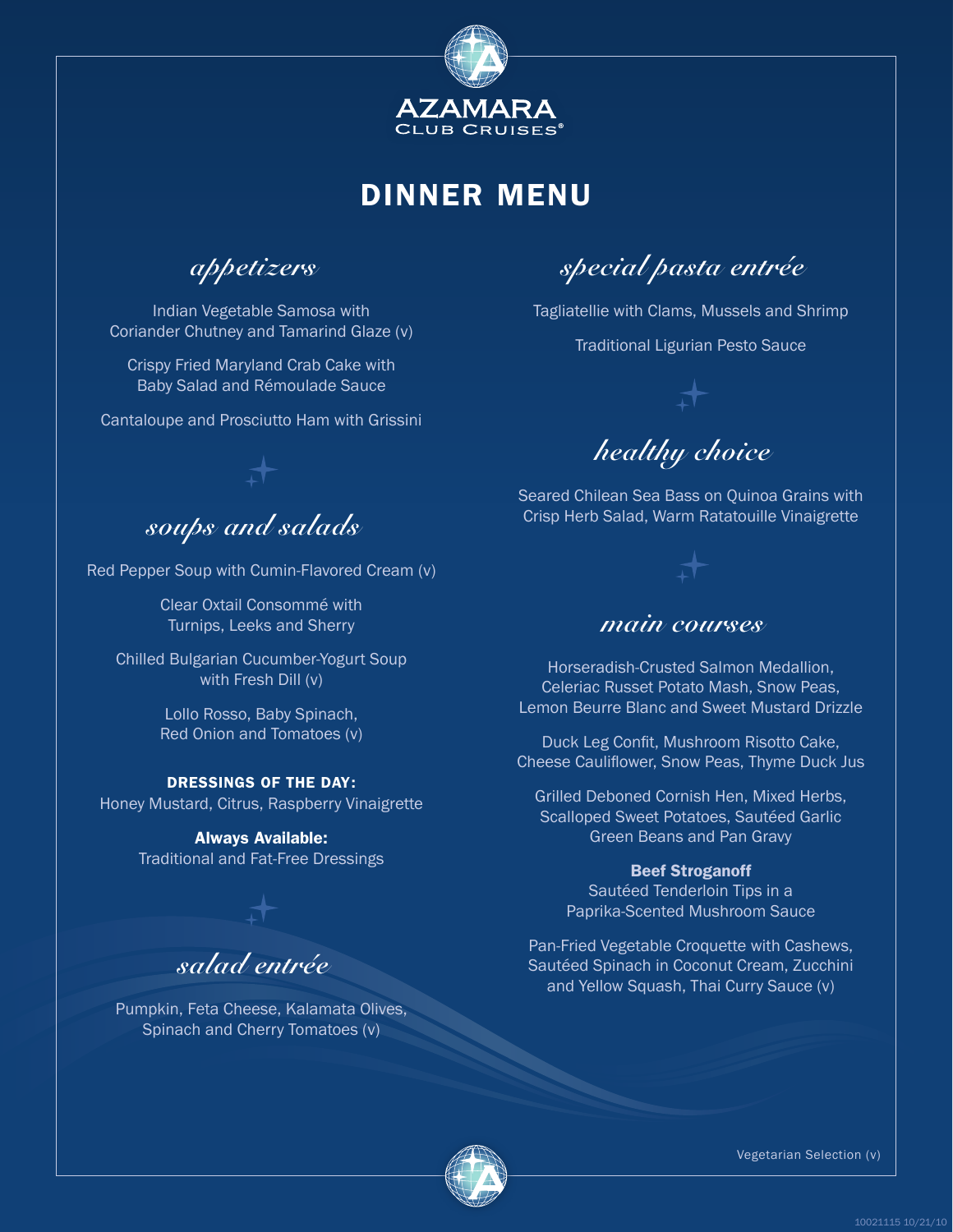AZAMARA
CLUB CRUISES®

# DINNER MENU

## *appetizers*

Indian Vegetable Samosa with Coriander Chutney and Tamarind Glaze (v)

Crispy Fried Maryland Crab Cake with Baby Salad and Rémoulade Sauce

Cantaloupe and Prosciutto Ham with Grissini

## *soups and salads*

Red Pepper Soup with Cumin-Flavored Cream (v)

Clear Oxtail Consommé with Turnips, Leeks and Sherry

Chilled Bulgarian Cucumber-Yogurt Soup with Fresh Dill (v)

Lollo Rosso, Baby Spinach, Red Onion and Tomatoes (v)

**DRESSINGS OF THE DAY:**
Honey Mustard, Citrus, Raspberry Vinaigrette

**Always Available:**
Traditional and Fat-Free Dressings

## *salad entrée*

Pumpkin, Feta Cheese, Kalamata Olives, Spinach and Cherry Tomatoes (v)

## *special pasta entrée*

Tagliatellie with Clams, Mussels and Shrimp

Traditional Ligurian Pesto Sauce

## *healthy choice*

Seared Chilean Sea Bass on Quinoa Grains with Crisp Herb Salad, Warm Ratatouille Vinaigrette

## *main courses*

Horseradish-Crusted Salmon Medallion, Celeriac Russet Potato Mash, Snow Peas, Lemon Beurre Blanc and Sweet Mustard Drizzle

Duck Leg Confit, Mushroom Risotto Cake, Cheese Cauliflower, Snow Peas, Thyme Duck Jus

Grilled Deboned Cornish Hen, Mixed Herbs, Scalloped Sweet Potatoes, Sautéed Garlic Green Beans and Pan Gravy

**Beef Stroganoff**
Sautéed Tenderloin Tips in a Paprika-Scented Mushroom Sauce

Pan-Fried Vegetable Croquette with Cashews, Sautéed Spinach in Coconut Cream, Zucchini and Yellow Squash, Thai Curry Sauce (v)

Vegetarian Selection (v)

10021115 10/21/10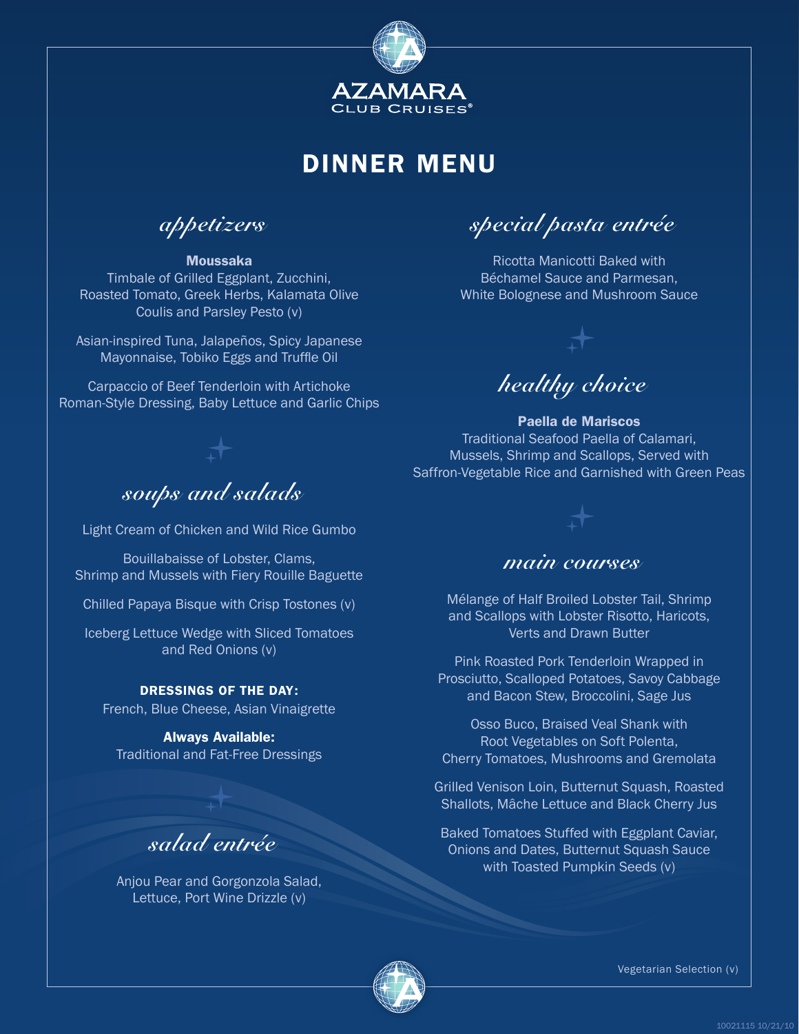AZAMARA
CLUB CRUISES®

# DINNER MENU

## *appetizers*

**Moussaka**
Timbale of Grilled Eggplant, Zucchini, Roasted Tomato, Greek Herbs, Kalamata Olive Coulis and Parsley Pesto (v)

Asian-inspired Tuna, Jalapeños, Spicy Japanese Mayonnaise, Tobiko Eggs and Truffle Oil

Carpaccio of Beef Tenderloin with Artichoke Roman-Style Dressing, Baby Lettuce and Garlic Chips

## *soups and salads*

Light Cream of Chicken and Wild Rice Gumbo

Bouillabaisse of Lobster, Clams, Shrimp and Mussels with Fiery Rouille Baguette

Chilled Papaya Bisque with Crisp Tostones (v)

Iceberg Lettuce Wedge with Sliced Tomatoes and Red Onions (v)

**DRESSINGS OF THE DAY:**
French, Blue Cheese, Asian Vinaigrette

**Always Available:**
Traditional and Fat-Free Dressings

## *salad entrée*

Anjou Pear and Gorgonzola Salad, Lettuce, Port Wine Drizzle (v)

## *special pasta entrée*

Ricotta Manicotti Baked with Béchamel Sauce and Parmesan, White Bolognese and Mushroom Sauce

## *healthy choice*

**Paella de Mariscos**
Traditional Seafood Paella of Calamari, Mussels, Shrimp and Scallops, Served with Saffron-Vegetable Rice and Garnished with Green Peas

## *main courses*

Mélange of Half Broiled Lobster Tail, Shrimp and Scallops with Lobster Risotto, Haricots, Verts and Drawn Butter

Pink Roasted Pork Tenderloin Wrapped in Prosciutto, Scalloped Potatoes, Savoy Cabbage and Bacon Stew, Broccolini, Sage Jus

Osso Buco, Braised Veal Shank with Root Vegetables on Soft Polenta, Cherry Tomatoes, Mushrooms and Gremolata

Grilled Venison Loin, Butternut Squash, Roasted Shallots, Mâche Lettuce and Black Cherry Jus

Baked Tomatoes Stuffed with Eggplant Caviar, Onions and Dates, Butternut Squash Sauce with Toasted Pumpkin Seeds (v)

Vegetarian Selection (v)

10021115 10/21/10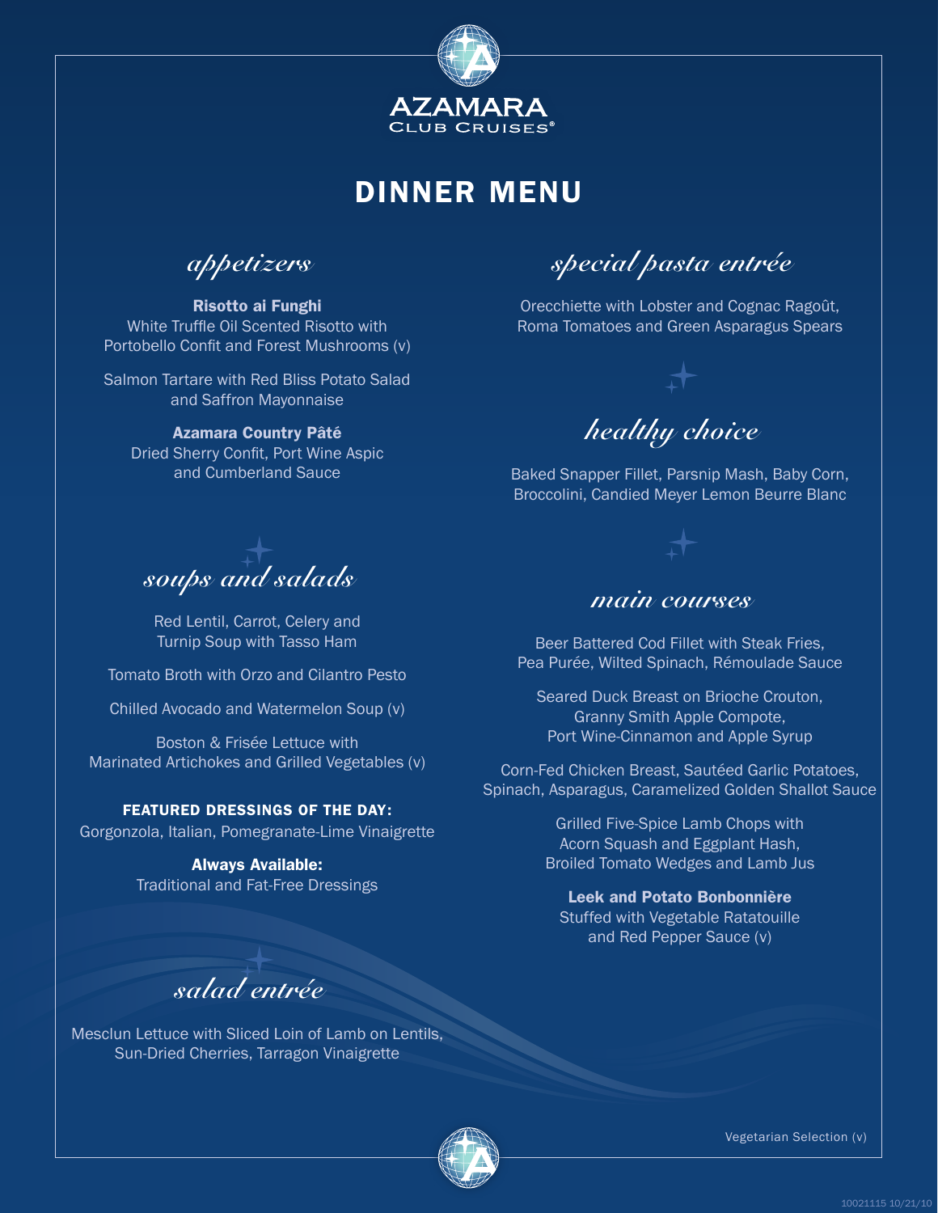AZAMARA
CLUB CRUISES®

# DINNER MENU

## *appetizers*

**Risotto ai Funghi**
White Truffle Oil Scented Risotto with Portobello Confit and Forest Mushrooms (v)

Salmon Tartare with Red Bliss Potato Salad and Saffron Mayonnaise

**Azamara Country Pâté**
Dried Sherry Confit, Port Wine Aspic and Cumberland Sauce

## *soups and salads*

Red Lentil, Carrot, Celery and Turnip Soup with Tasso Ham

Tomato Broth with Orzo and Cilantro Pesto

Chilled Avocado and Watermelon Soup (v)

Boston & Frisée Lettuce with Marinated Artichokes and Grilled Vegetables (v)

**FEATURED DRESSINGS OF THE DAY:**
Gorgonzola, Italian, Pomegranate-Lime Vinaigrette

**Always Available:**
Traditional and Fat-Free Dressings

## *salad entrée*

Mesclun Lettuce with Sliced Loin of Lamb on Lentils, Sun-Dried Cherries, Tarragon Vinaigrette

## *special pasta entrée*

Orecchiette with Lobster and Cognac Ragoût, Roma Tomatoes and Green Asparagus Spears

## *healthy choice*

Baked Snapper Fillet, Parsnip Mash, Baby Corn, Broccolini, Candied Meyer Lemon Beurre Blanc

## *main courses*

Beer Battered Cod Fillet with Steak Fries, Pea Purée, Wilted Spinach, Rémoulade Sauce

Seared Duck Breast on Brioche Crouton, Granny Smith Apple Compote, Port Wine-Cinnamon and Apple Syrup

Corn-Fed Chicken Breast, Sautéed Garlic Potatoes, Spinach, Asparagus, Caramelized Golden Shallot Sauce

Grilled Five-Spice Lamb Chops with Acorn Squash and Eggplant Hash, Broiled Tomato Wedges and Lamb Jus

**Leek and Potato Bonbonnière**
Stuffed with Vegetable Ratatouille and Red Pepper Sauce (v)

Vegetarian Selection (v)

10021115 10/21/10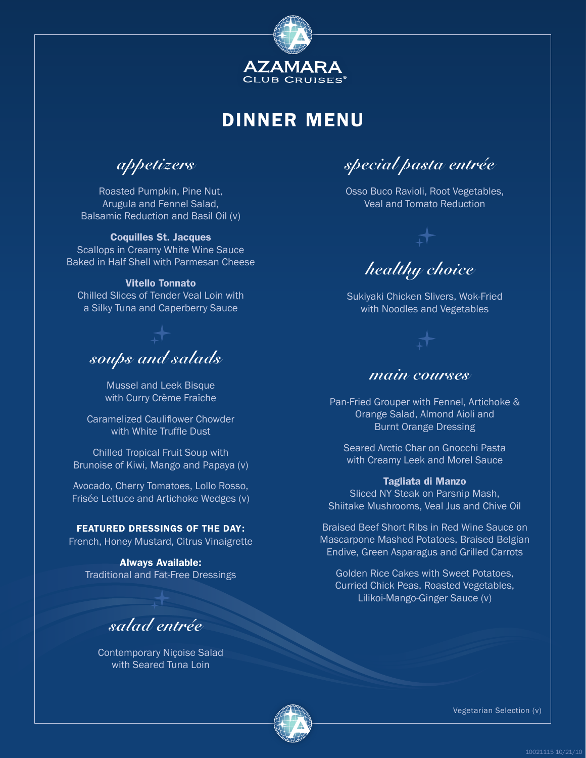AZAMARA
CLUB CRUISES®

# DINNER MENU

## *appetizers*

Roasted Pumpkin, Pine Nut,
Arugula and Fennel Salad,
Balsamic Reduction and Basil Oil (v)

**Coquilles St. Jacques**
Scallops in Creamy White Wine Sauce
Baked in Half Shell with Parmesan Cheese

**Vitello Tonnato**
Chilled Slices of Tender Veal Loin with
a Silky Tuna and Caperberry Sauce

## *soups and salads*

Mussel and Leek Bisque
with Curry Crème Fraîche

Caramelized Cauliflower Chowder
with White Truffle Dust

Chilled Tropical Fruit Soup with
Brunoise of Kiwi, Mango and Papaya (v)

Avocado, Cherry Tomatoes, Lollo Rosso,
Frisée Lettuce and Artichoke Wedges (v)

**FEATURED DRESSINGS OF THE DAY:**
French, Honey Mustard, Citrus Vinaigrette

**Always Available:**
Traditional and Fat-Free Dressings

## *salad entrée*

Contemporary Niçoise Salad
with Seared Tuna Loin

## *special pasta entrée*

Osso Buco Ravioli, Root Vegetables,
Veal and Tomato Reduction

## *healthy choice*

Sukiyaki Chicken Slivers, Wok-Fried
with Noodles and Vegetables

## *main courses*

Pan-Fried Grouper with Fennel, Artichoke &
Orange Salad, Almond Aioli and
Burnt Orange Dressing

Seared Arctic Char on Gnocchi Pasta
with Creamy Leek and Morel Sauce

**Tagliata di Manzo**
Sliced NY Steak on Parsnip Mash,
Shiitake Mushrooms, Veal Jus and Chive Oil

Braised Beef Short Ribs in Red Wine Sauce on
Mascarpone Mashed Potatoes, Braised Belgian
Endive, Green Asparagus and Grilled Carrots

Golden Rice Cakes with Sweet Potatoes,
Curried Chick Peas, Roasted Vegetables,
Lilikoi-Mango-Ginger Sauce (v)

Vegetarian Selection (v)

10021115 10/21/10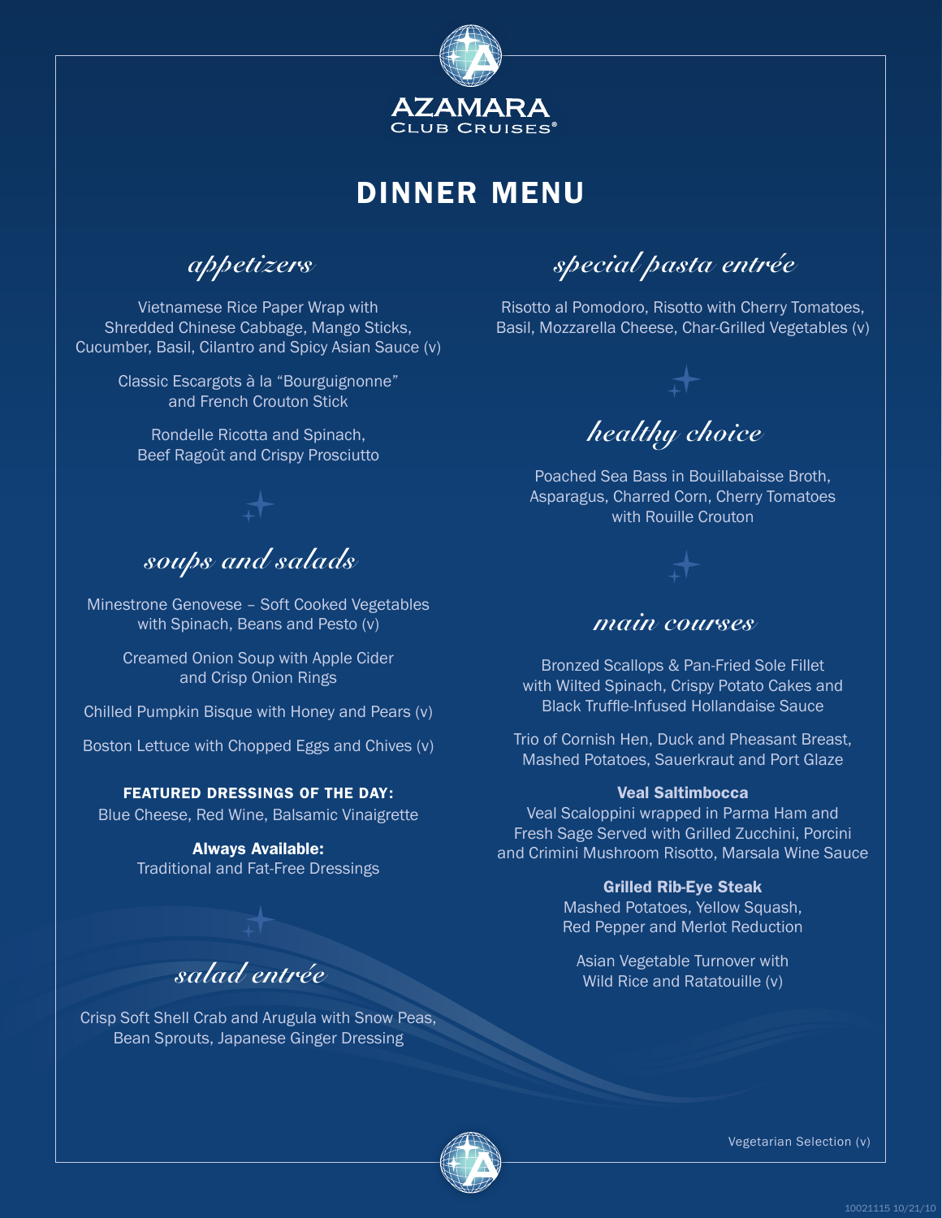AZAMARA
CLUB CRUISES®

# DINNER MENU

## *appetizers*

Vietnamese Rice Paper Wrap with Shredded Chinese Cabbage, Mango Sticks, Cucumber, Basil, Cilantro and Spicy Asian Sauce (v)

Classic Escargots à la "Bourguignonne" and French Crouton Stick

Rondelle Ricotta and Spinach, Beef Ragoût and Crispy Prosciutto

## *soups and salads*

Minestrone Genovese – Soft Cooked Vegetables with Spinach, Beans and Pesto (v)

Creamed Onion Soup with Apple Cider and Crisp Onion Rings

Chilled Pumpkin Bisque with Honey and Pears (v)

Boston Lettuce with Chopped Eggs and Chives (v)

**FEATURED DRESSINGS OF THE DAY:**
Blue Cheese, Red Wine, Balsamic Vinaigrette

**Always Available:**
Traditional and Fat-Free Dressings

## *salad entrée*

Crisp Soft Shell Crab and Arugula with Snow Peas, Bean Sprouts, Japanese Ginger Dressing

## *special pasta entrée*

Risotto al Pomodoro, Risotto with Cherry Tomatoes, Basil, Mozzarella Cheese, Char-Grilled Vegetables (v)

## *healthy choice*

Poached Sea Bass in Bouillabaisse Broth, Asparagus, Charred Corn, Cherry Tomatoes with Rouille Crouton

## *main courses*

Bronzed Scallops & Pan-Fried Sole Fillet with Wilted Spinach, Crispy Potato Cakes and Black Truffle-Infused Hollandaise Sauce

Trio of Cornish Hen, Duck and Pheasant Breast, Mashed Potatoes, Sauerkraut and Port Glaze

**Veal Saltimbocca**
Veal Scaloppini wrapped in Parma Ham and Fresh Sage Served with Grilled Zucchini, Porcini and Crimini Mushroom Risotto, Marsala Wine Sauce

**Grilled Rib-Eye Steak**
Mashed Potatoes, Yellow Squash, Red Pepper and Merlot Reduction

Asian Vegetable Turnover with Wild Rice and Ratatouille (v)

Vegetarian Selection (v)

10021115 10/21/10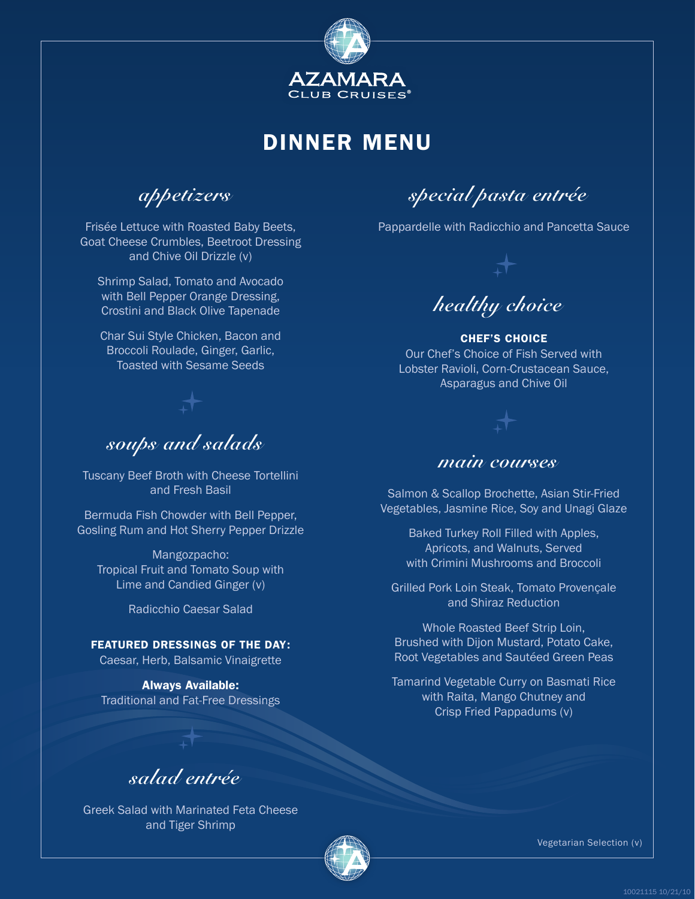AZAMARA
CLUB CRUISES®

# DINNER MENU

## *appetizers*

Frisée Lettuce with Roasted Baby Beets, Goat Cheese Crumbles, Beetroot Dressing and Chive Oil Drizzle (v)

Shrimp Salad, Tomato and Avocado with Bell Pepper Orange Dressing, Crostini and Black Olive Tapenade

Char Sui Style Chicken, Bacon and Broccoli Roulade, Ginger, Garlic, Toasted with Sesame Seeds

## *soups and salads*

Tuscany Beef Broth with Cheese Tortellini and Fresh Basil

Bermuda Fish Chowder with Bell Pepper, Gosling Rum and Hot Sherry Pepper Drizzle

Mangozpacho:
Tropical Fruit and Tomato Soup with Lime and Candied Ginger (v)

Radicchio Caesar Salad

**FEATURED DRESSINGS OF THE DAY:**
Caesar, Herb, Balsamic Vinaigrette

**Always Available:**
Traditional and Fat-Free Dressings

## *salad entrée*

Greek Salad with Marinated Feta Cheese and Tiger Shrimp

## *special pasta entrée*

Pappardelle with Radicchio and Pancetta Sauce

## *healthy choice*

**CHEF'S CHOICE**
Our Chef's Choice of Fish Served with Lobster Ravioli, Corn-Crustacean Sauce, Asparagus and Chive Oil

## *main courses*

Salmon & Scallop Brochette, Asian Stir-Fried Vegetables, Jasmine Rice, Soy and Unagi Glaze

Baked Turkey Roll Filled with Apples, Apricots, and Walnuts, Served with Crimini Mushrooms and Broccoli

Grilled Pork Loin Steak, Tomato Provençale and Shiraz Reduction

Whole Roasted Beef Strip Loin, Brushed with Dijon Mustard, Potato Cake, Root Vegetables and Sautéed Green Peas

Tamarind Vegetable Curry on Basmati Rice with Raita, Mango Chutney and Crisp Fried Pappadums (v)

Vegetarian Selection (v)

10021115 10/21/10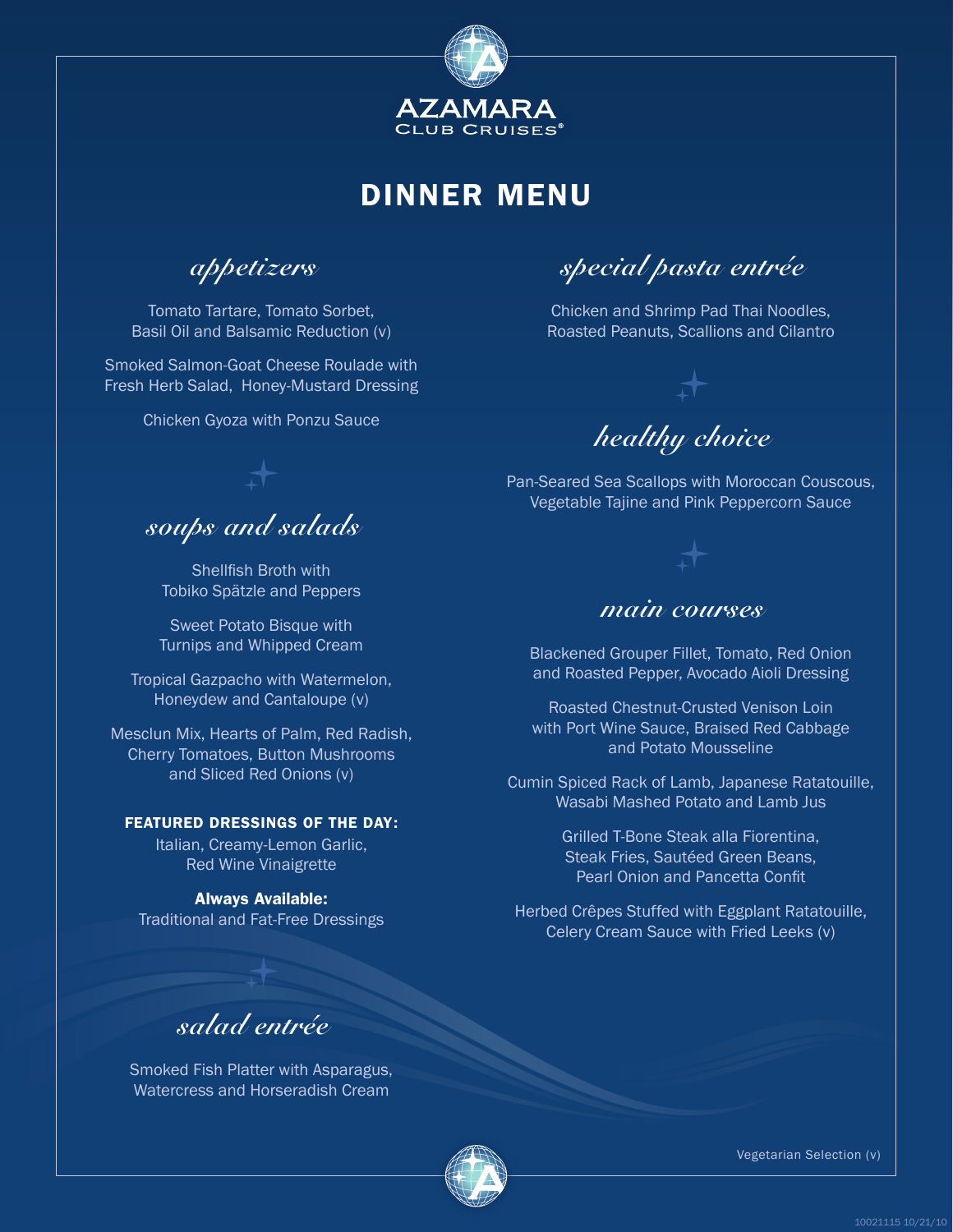AZAMARA
CLUB CRUISES®

# DINNER MENU

## appetizers

Tomato Tartare, Tomato Sorbet, Basil Oil and Balsamic Reduction (v)

Smoked Salmon-Goat Cheese Roulade with Fresh Herb Salad, Honey-Mustard Dressing

Chicken Gyoza with Ponzu Sauce

## soups and salads

Shellfish Broth with Tobiko Spätzle and Peppers

Sweet Potato Bisque with Turnips and Whipped Cream

Tropical Gazpacho with Watermelon, Honeydew and Cantaloupe (v)

Mesclun Mix, Hearts of Palm, Red Radish, Cherry Tomatoes, Button Mushrooms and Sliced Red Onions (v)

**FEATURED DRESSINGS OF THE DAY:**
Italian, Creamy-Lemon Garlic, Red Wine Vinaigrette

**Always Available:**
Traditional and Fat-Free Dressings

## salad entrée

Smoked Fish Platter with Asparagus, Watercress and Horseradish Cream

## special pasta entrée

Chicken and Shrimp Pad Thai Noodles, Roasted Peanuts, Scallions and Cilantro

## healthy choice

Pan-Seared Sea Scallops with Moroccan Couscous, Vegetable Tajine and Pink Peppercorn Sauce

## main courses

Blackened Grouper Fillet, Tomato, Red Onion and Roasted Pepper, Avocado Aioli Dressing

Roasted Chestnut-Crusted Venison Loin with Port Wine Sauce, Braised Red Cabbage and Potato Mousseline

Cumin Spiced Rack of Lamb, Japanese Ratatouille, Wasabi Mashed Potato and Lamb Jus

Grilled T-Bone Steak alla Fiorentina, Steak Fries, Sautéed Green Beans, Pearl Onion and Pancetta Confit

Herbed Crêpes Stuffed with Eggplant Ratatouille, Celery Cream Sauce with Fried Leeks (v)

Vegetarian Selection (v)

10021115 10/21/10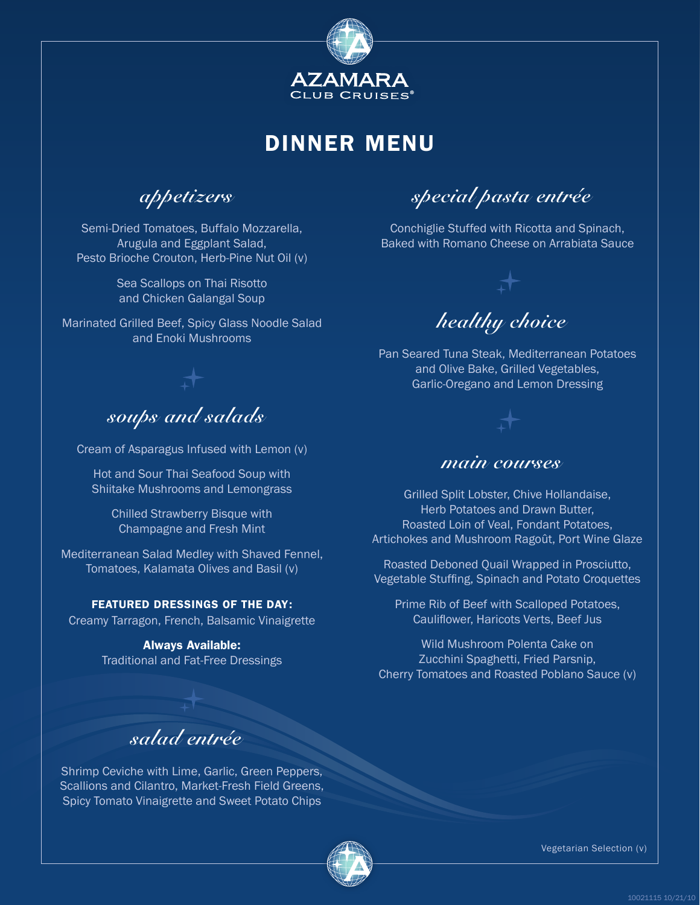AZAMARA
CLUB CRUISES®

# DINNER MENU

## *appetizers*

Semi-Dried Tomatoes, Buffalo Mozzarella, Arugula and Eggplant Salad, Pesto Brioche Crouton, Herb-Pine Nut Oil (v)

Sea Scallops on Thai Risotto and Chicken Galangal Soup

Marinated Grilled Beef, Spicy Glass Noodle Salad and Enoki Mushrooms

## *soups and salads*

Cream of Asparagus Infused with Lemon (v)

Hot and Sour Thai Seafood Soup with Shiitake Mushrooms and Lemongrass

Chilled Strawberry Bisque with Champagne and Fresh Mint

Mediterranean Salad Medley with Shaved Fennel, Tomatoes, Kalamata Olives and Basil (v)

**FEATURED DRESSINGS OF THE DAY:**
Creamy Tarragon, French, Balsamic Vinaigrette

**Always Available:**
Traditional and Fat-Free Dressings

## *salad entrée*

Shrimp Ceviche with Lime, Garlic, Green Peppers, Scallions and Cilantro, Market-Fresh Field Greens, Spicy Tomato Vinaigrette and Sweet Potato Chips

## *special pasta entrée*

Conchiglie Stuffed with Ricotta and Spinach, Baked with Romano Cheese on Arrabiata Sauce

## *healthy choice*

Pan Seared Tuna Steak, Mediterranean Potatoes and Olive Bake, Grilled Vegetables, Garlic-Oregano and Lemon Dressing

## *main courses*

Grilled Split Lobster, Chive Hollandaise, Herb Potatoes and Drawn Butter, Roasted Loin of Veal, Fondant Potatoes, Artichokes and Mushroom Ragoût, Port Wine Glaze

Roasted Deboned Quail Wrapped in Prosciutto, Vegetable Stuffing, Spinach and Potato Croquettes

Prime Rib of Beef with Scalloped Potatoes, Cauliflower, Haricots Verts, Beef Jus

Wild Mushroom Polenta Cake on Zucchini Spaghetti, Fried Parsnip, Cherry Tomatoes and Roasted Poblano Sauce (v)

Vegetarian Selection (v)

10021115 10/21/10